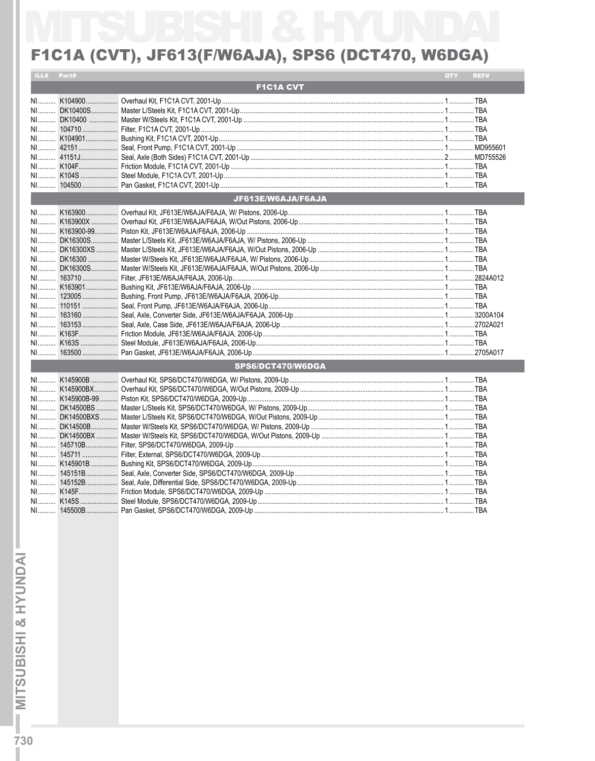# MITSUBISHI & HYUNDAI

## F1C1A (CVT), JF613(F/W6AJA), SPS6 (DCT470, W6DGA)

| ILL# | Part# | | QTY | REF# |
|---|---|---|---|---|
| | | **F1C1A CVT** | | |
| NI | K104900 | Overhaul Kit, F1C1A CVT, 2001-Up | 1 | TBA |
| NI | DK10400S | Master L/Steels Kit, F1C1A CVT, 2001-Up | 1 | TBA |
| NI | DK10400 | Master W/Steels Kit, F1C1A CVT, 2001-Up | 1 | TBA |
| NI | 104710 | Filter, F1C1A CVT, 2001-Up | 1 | TBA |
| NI | K104901 | Bushing Kit, F1C1A CVT, 2001-Up | 1 | TBA |
| NI | 42151 | Seal, Front Pump, F1C1A CVT, 2001-Up | 1 | MD955601 |
| NI | 41151J | Seal, Axle (Both Sides) F1C1A CVT, 2001-Up | 2 | MD755526 |
| NI | K104F | Friction Module, F1C1A CVT, 2001-Up | 1 | TBA |
| NI | K104S | Steel Module, F1C1A CVT, 2001-Up | 1 | TBA |
| NI | 104500 | Pan Gasket, F1C1A CVT, 2001-Up | 1 | TBA |
| | | **JF613E/W6AJA/F6AJA** | | |
| NI | K163900 | Overhaul Kit, JF613E/W6AJA/F6AJA, W/ Pistons, 2006-Up | 1 | TBA |
| NI | K163900X | Overhaul Kit, JF613E/W6AJA/F6AJA, W/Out Pistons, 2006-Up | 1 | TBA |
| NI | K163900-99 | Piston Kit, JF613E/W6AJA/F6AJA, 2006-Up | 1 | TBA |
| NI | DK16300S | Master L/Steels Kit, JF613E/W6AJA/F6AJA, W/ Pistons, 2006-Up | 1 | TBA |
| NI | DK16300XS | Master L/Steels Kit, JF613E/W6AJA/F6AJA, W/Out Pistons, 2006-Up | 1 | TBA |
| NI | DK16300 | Master W/Steels Kit, JF613E/W6AJA/F6AJA, W/ Pistons, 2006-Up | 1 | TBA |
| NI | DK16300S | Master W/Steels Kit, JF613E/W6AJA/F6AJA, W/Out Pistons, 2006-Up | 1 | TBA |
| NI | 163710 | Filter, JF613E/W6AJA/F6AJA, 2006-Up | 1 | 2824A012 |
| NI | K163901 | Bushing Kit, JF613E/W6AJA/F6AJA, 2006-Up | 1 | TBA |
| NI | 123005 | Bushing, Front Pump, JF613E/W6AJA/F6AJA, 2006-Up | 1 | TBA |
| NI | 110151 | Seal, Front Pump, JF613E/W6AJA/F6AJA, 2006-Up | 1 | TBA |
| NI | 163160 | Seal, Axle, Converter Side, JF613E/W6AJA/F6AJA, 2006-Up | 1 | 3200A104 |
| NI | 163153 | Seal, Axle, Case Side, JF613E/W6AJA/F6AJA, 2006-Up | 1 | 2702A021 |
| NI | K163F | Friction Module, JF613E/W6AJA/F6AJA, 2006-Up | 1 | TBA |
| NI | K163S | Steel Module, JF613E/W6AJA/F6AJA, 2006-Up | 1 | TBA |
| NI | 163500 | Pan Gasket, JF613E/W6AJA/F6AJA, 2006-Up | 1 | 2705A017 |
| | | **SPS6/DCT470/W6DGA** | | |
| NI | K145900B | Overhaul Kit, SPS6/DCT470/W6DGA, W/ Pistons, 2009-Up | 1 | TBA |
| NI | K145900BX | Overhaul Kit, SPS6/DCT470/W6DGA, W/Out Pistons, 2009-Up | 1 | TBA |
| NI | K145900B-99 | Piston Kit, SPS6/DCT470/W6DGA, 2009-Up | 1 | TBA |
| NI | DK14500BS | Master L/Steels Kit, SPS6/DCT470/W6DGA, W/ Pistons, 2009-Up | 1 | TBA |
| NI | DK14500BXS | Master L/Steels Kit, SPS6/DCT470/W6DGA, W/Out Pistons, 2009-Up | 1 | TBA |
| NI | DK14500B | Master W/Steels Kit, SPS6/DCT470/W6DGA, W/ Pistons, 2009-Up | 1 | TBA |
| NI | DK14500BX | Master W/Steels Kit, SPS6/DCT470/W6DGA, W/Out Pistons, 2009-Up | 1 | TBA |
| NI | 145710B | Filter, SPS6/DCT470/W6DGA, 2009-Up | 1 | TBA |
| NI | 145711 | Filter, External, SPS6/DCT470/W6DGA, 2009-Up | 1 | TBA |
| NI | K145901B | Bushing Kit, SPS6/DCT470/W6DGA, 2009-Up | 1 | TBA |
| NI | 145151B | Seal, Axle, Converter Side, SPS6/DCT470/W6DGA, 2009-Up | 1 | TBA |
| NI | 145152B | Seal, Axle, Differential Side, SPS6/DCT470/W6DGA, 2009-Up | 1 | TBA |
| NI | K145F | Friction Module, SPS6/DCT470/W6DGA, 2009-Up | 1 | TBA |
| NI | K145S | Steel Module, SPS6/DCT470/W6DGA, 2009-Up | 1 | TBA |
| NI | 145500B | Pan Gasket, SPS6/DCT470/W6DGA, 2009-Up | 1 | TBA |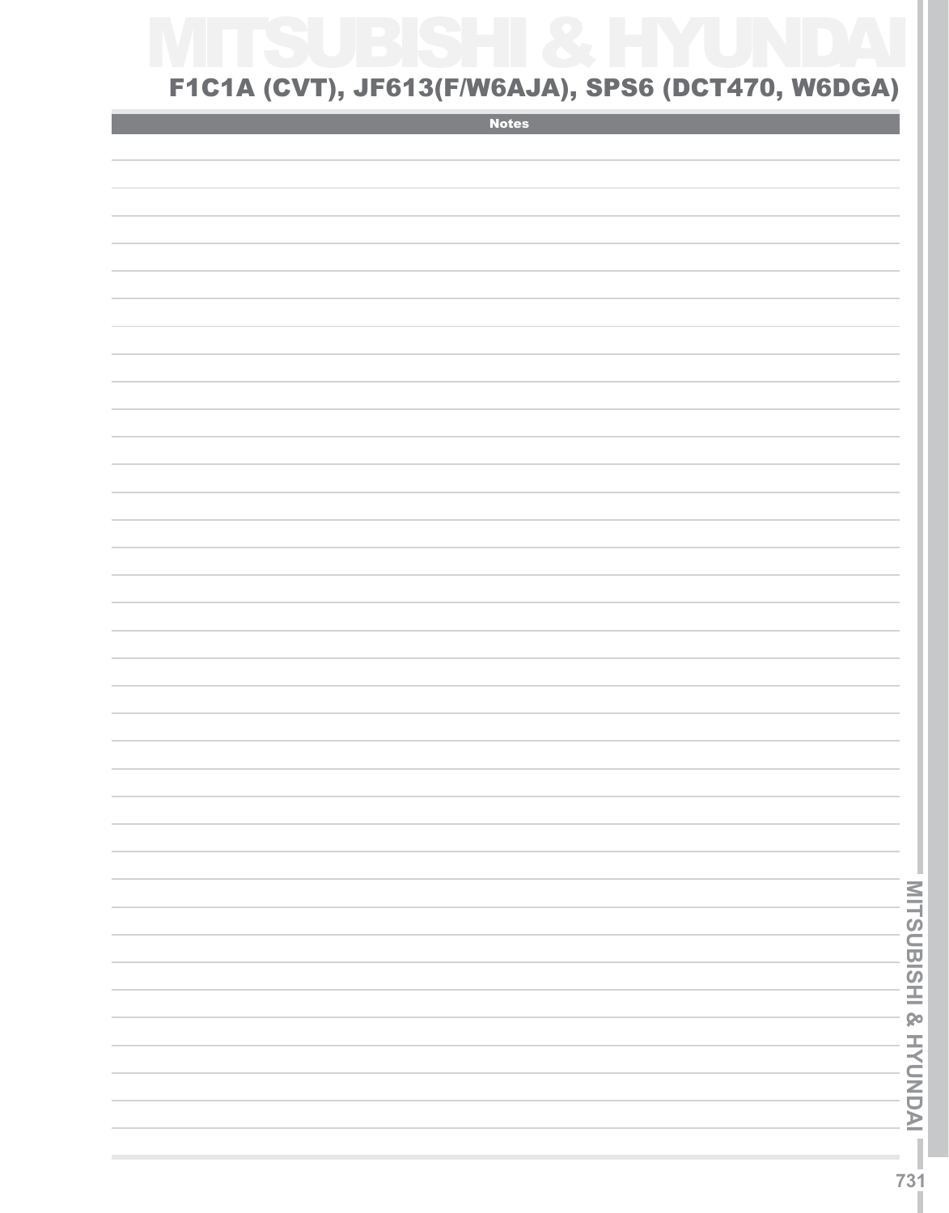## Notes